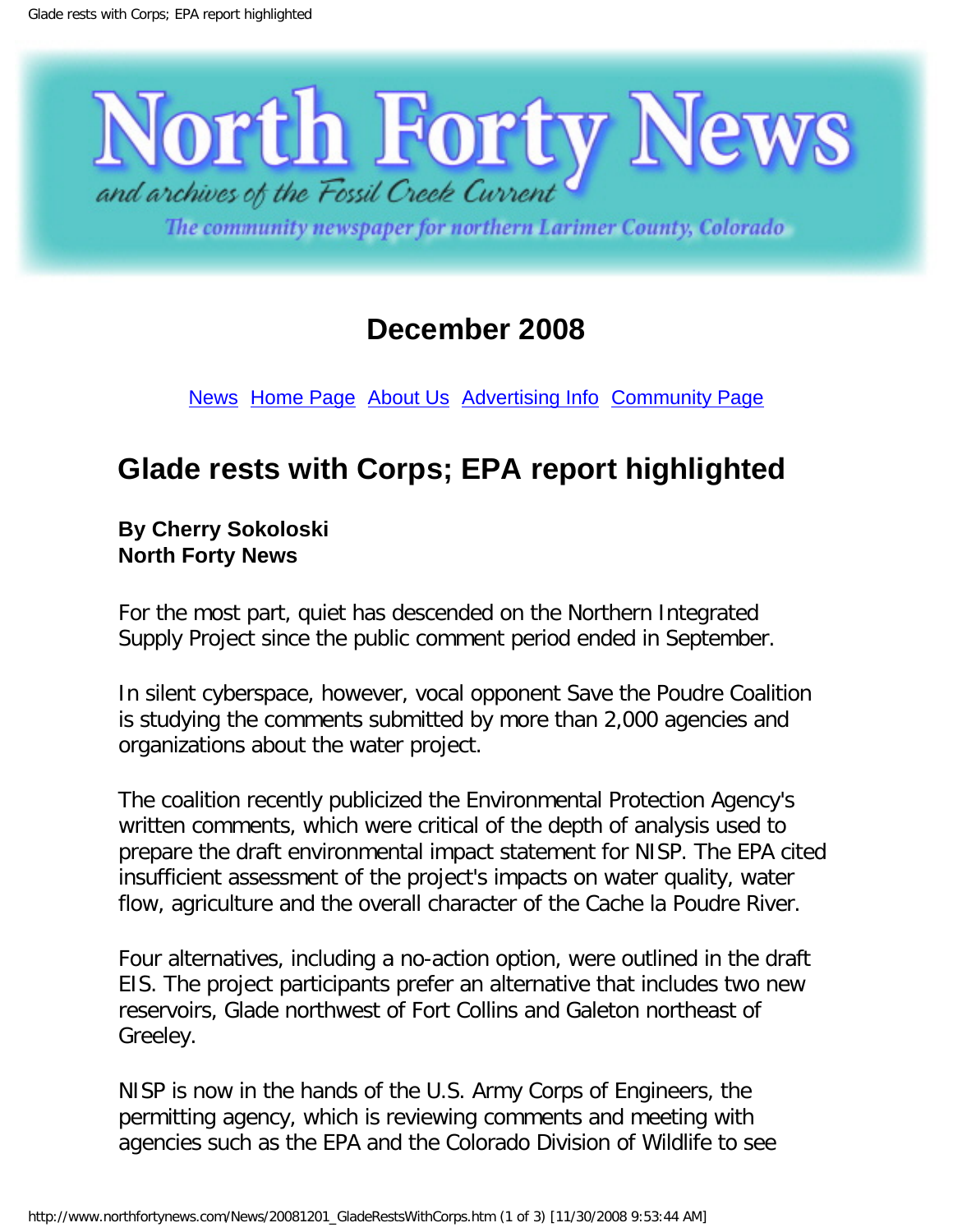# North Forty News

*and archives of the Fossil Creek Current*

*The community newspaper for northern Larimer County, Colorado*

## December 2008

News Home Page About Us Advertising Info Community Page

## Glade rests with Corps; EPA report highlighted

**By Cherry Sokoloski**
**North Forty News**

For the most part, quiet has descended on the Northern Integrated Supply Project since the public comment period ended in September.

In silent cyberspace, however, vocal opponent Save the Poudre Coalition is studying the comments submitted by more than 2,000 agencies and organizations about the water project.

The coalition recently publicized the Environmental Protection Agency's written comments, which were critical of the depth of analysis used to prepare the draft environmental impact statement for NISP. The EPA cited insufficient assessment of the project's impacts on water quality, water flow, agriculture and the overall character of the Cache la Poudre River.

Four alternatives, including a no-action option, were outlined in the draft EIS. The project participants prefer an alternative that includes two new reservoirs, Glade northwest of Fort Collins and Galeton northeast of Greeley.

NISP is now in the hands of the U.S. Army Corps of Engineers, the permitting agency, which is reviewing comments and meeting with agencies such as the EPA and the Colorado Division of Wildlife to see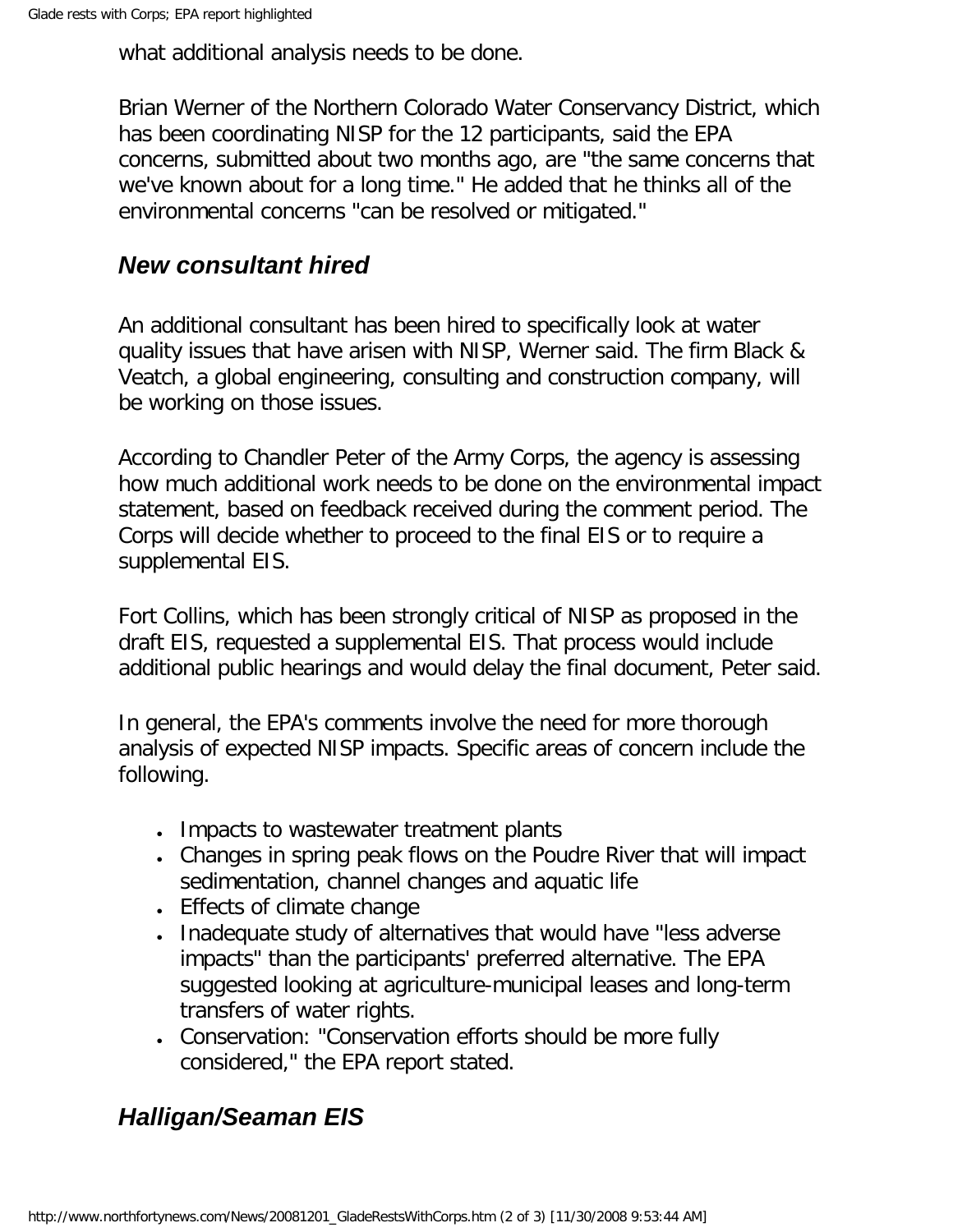what additional analysis needs to be done.

Brian Werner of the Northern Colorado Water Conservancy District, which has been coordinating NISP for the 12 participants, said the EPA concerns, submitted about two months ago, are "the same concerns that we've known about for a long time." He added that he thinks all of the environmental concerns "can be resolved or mitigated."

## ***New consultant hired***

An additional consultant has been hired to specifically look at water quality issues that have arisen with NISP, Werner said. The firm Black & Veatch, a global engineering, consulting and construction company, will be working on those issues.

According to Chandler Peter of the Army Corps, the agency is assessing how much additional work needs to be done on the environmental impact statement, based on feedback received during the comment period. The Corps will decide whether to proceed to the final EIS or to require a supplemental EIS.

Fort Collins, which has been strongly critical of NISP as proposed in the draft EIS, requested a supplemental EIS. That process would include additional public hearings and would delay the final document, Peter said.

In general, the EPA's comments involve the need for more thorough analysis of expected NISP impacts. Specific areas of concern include the following.

- Impacts to wastewater treatment plants
- Changes in spring peak flows on the Poudre River that will impact sedimentation, channel changes and aquatic life
- Effects of climate change
- Inadequate study of alternatives that would have "less adverse impacts" than the participants' preferred alternative. The EPA suggested looking at agriculture-municipal leases and long-term transfers of water rights.
- Conservation: "Conservation efforts should be more fully considered," the EPA report stated.

## ***Halligan/Seaman EIS***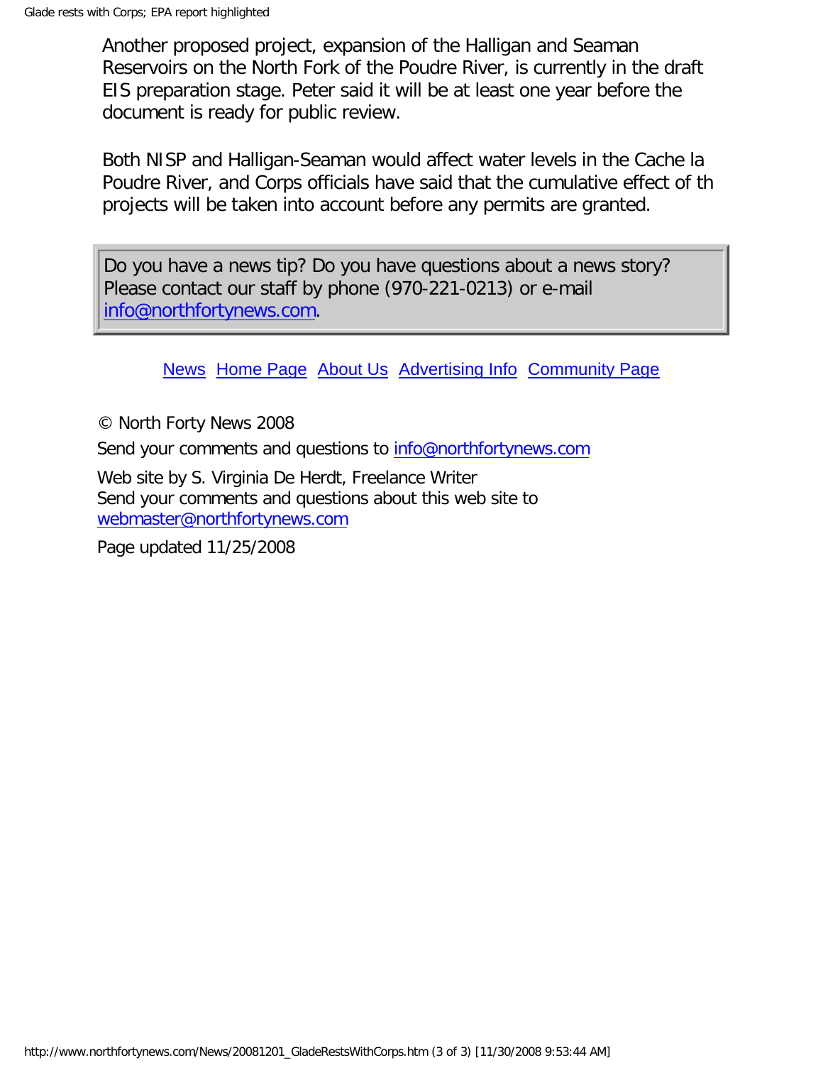Another proposed project, expansion of the Halligan and Seaman Reservoirs on the North Fork of the Poudre River, is currently in the draft EIS preparation stage. Peter said it will be at least one year before the document is ready for public review.

Both NISP and Halligan-Seaman would affect water levels in the Cache la Poudre River, and Corps officials have said that the cumulative effect of th projects will be taken into account before any permits are granted.

> Do you have a news tip? Do you have questions about a news story? Please contact our staff by phone (970-221-0213) or e-mail info@northfortynews.com.

News Home Page About Us Advertising Info Community Page

© North Forty News 2008

Send your comments and questions to info@northfortynews.com

Web site by S. Virginia De Herdt, Freelance Writer
Send your comments and questions about this web site to webmaster@northfortynews.com

Page updated 11/25/2008